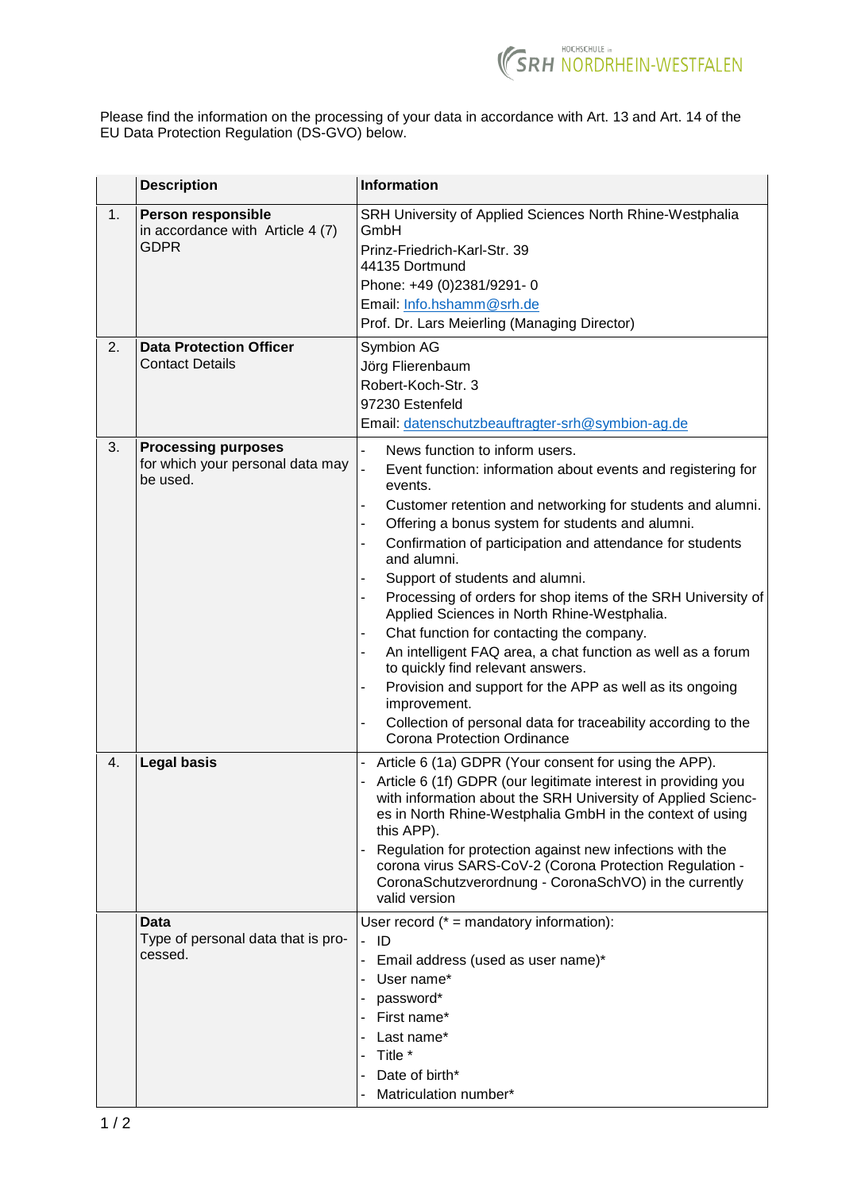Please find the information on the processing of your data in accordance with Art. 13 and Art. 14 of the EU Data Protection Regulation (DS-GVO) below.

| | Description | Information |
|---|---|---|
| 1. | **Person responsible** in accordance with Article 4 (7) GDPR | SRH University of Applied Sciences North Rhine-Westphalia GmbH<br>Prinz-Friedrich-Karl-Str. 39<br>44135 Dortmund<br>Phone: +49 (0)2381/9291- 0<br>Email: Info.hshamm@srh.de<br>Prof. Dr. Lars Meierling (Managing Director) |
| 2. | **Data Protection Officer** Contact Details | Symbion AG<br>Jörg Flierenbaum<br>Robert-Koch-Str. 3<br>97230 Estenfeld<br>Email: datenschutzbeauftragter-srh@symbion-ag.de |
| 3. | **Processing purposes** for which your personal data may be used. | - News function to inform users.<br>- Event function: information about events and registering for events.<br>- Customer retention and networking for students and alumni.<br>- Offering a bonus system for students and alumni.<br>- Confirmation of participation and attendance for students and alumni.<br>- Support of students and alumni.<br>- Processing of orders for shop items of the SRH University of Applied Sciences in North Rhine-Westphalia.<br>- Chat function for contacting the company.<br>- An intelligent FAQ area, a chat function as well as a forum to quickly find relevant answers.<br>- Provision and support for the APP as well as its ongoing improvement.<br>- Collection of personal data for traceability according to the Corona Protection Ordinance |
| 4. | **Legal basis** | - Article 6 (1a) GDPR (Your consent for using the APP).<br>- Article 6 (1f) GDPR (our legitimate interest in providing you with information about the SRH University of Applied Sciences in North Rhine-Westphalia GmbH in the context of using this APP).<br>- Regulation for protection against new infections with the corona virus SARS-CoV-2 (Corona Protection Regulation - CoronaSchutzverordnung - CoronaSchVO) in the currently valid version |
| | **Data** Type of personal data that is processed. | User record (* = mandatory information):<br>- ID<br>- Email address (used as user name)*<br>- User name*<br>- password*<br>- First name*<br>- Last name*<br>- Title *<br>- Date of birth*<br>- Matriculation number* |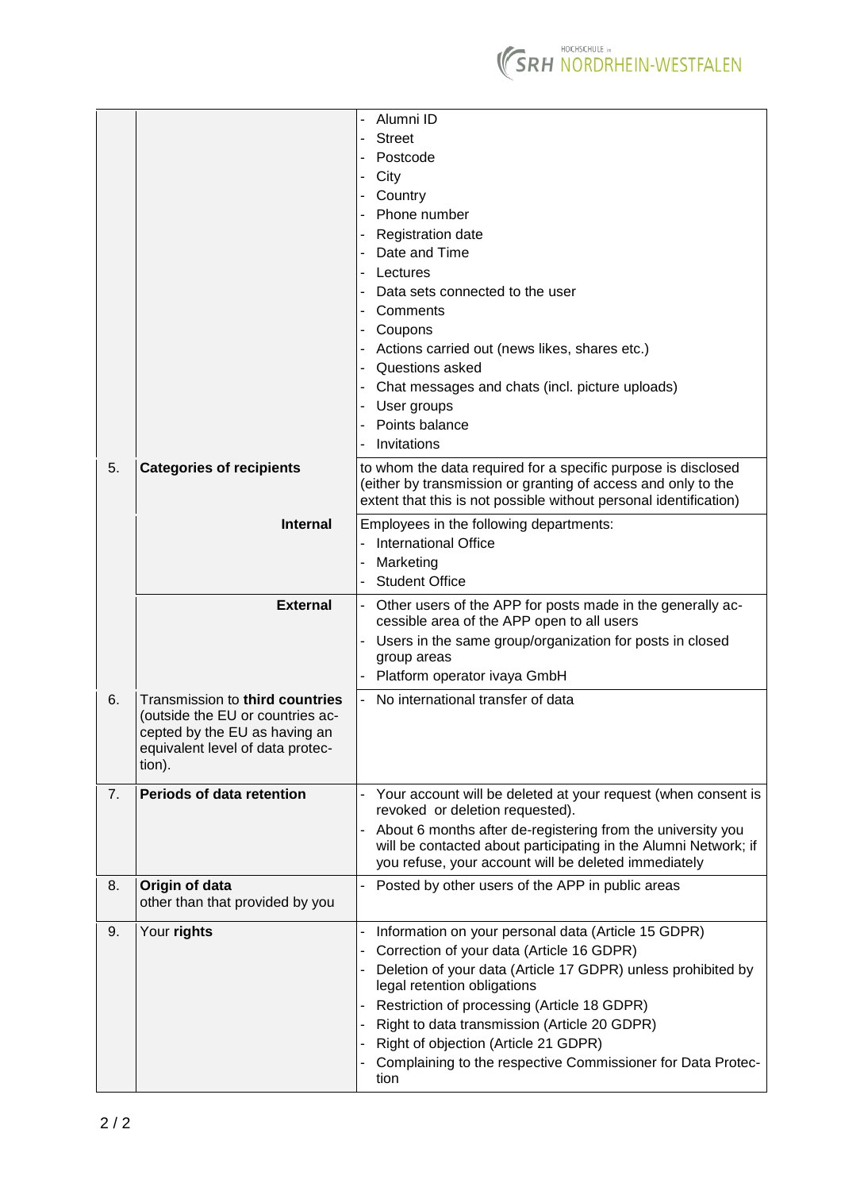| | | |
|---|---|---|
| | | - Alumni ID<br>- Street<br>- Postcode<br>- City<br>- Country<br>- Phone number<br>- Registration date<br>- Date and Time<br>- Lectures<br>- Data sets connected to the user<br>- Comments<br>- Coupons<br>- Actions carried out (news likes, shares etc.)<br>- Questions asked<br>- Chat messages and chats (incl. picture uploads)<br>- User groups<br>- Points balance<br>- Invitations |
| 5. | **Categories of recipients** | to whom the data required for a specific purpose is disclosed (either by transmission or granting of access and only to the extent that this is not possible without personal identification) |
| | **Internal** | Employees in the following departments:<br>- International Office<br>- Marketing<br>- Student Office |
| | **External** | - Other users of the APP for posts made in the generally accessible area of the APP open to all users<br>- Users in the same group/organization for posts in closed group areas<br>- Platform operator ivaya GmbH |
| 6. | Transmission to **third countries** (outside the EU or countries accepted by the EU as having an equivalent level of data protection). | - No international transfer of data |
| 7. | **Periods of data retention** | - Your account will be deleted at your request (when consent is revoked or deletion requested).<br>- About 6 months after de-registering from the university you will be contacted about participating in the Alumni Network; if you refuse, your account will be deleted immediately |
| 8. | **Origin of data** other than that provided by you | - Posted by other users of the APP in public areas |
| 9. | Your **rights** | - Information on your personal data (Article 15 GDPR)<br>- Correction of your data (Article 16 GDPR)<br>- Deletion of your data (Article 17 GDPR) unless prohibited by legal retention obligations<br>- Restriction of processing (Article 18 GDPR)<br>- Right to data transmission (Article 20 GDPR)<br>- Right of objection (Article 21 GDPR)<br>- Complaining to the respective Commissioner for Data Protection |